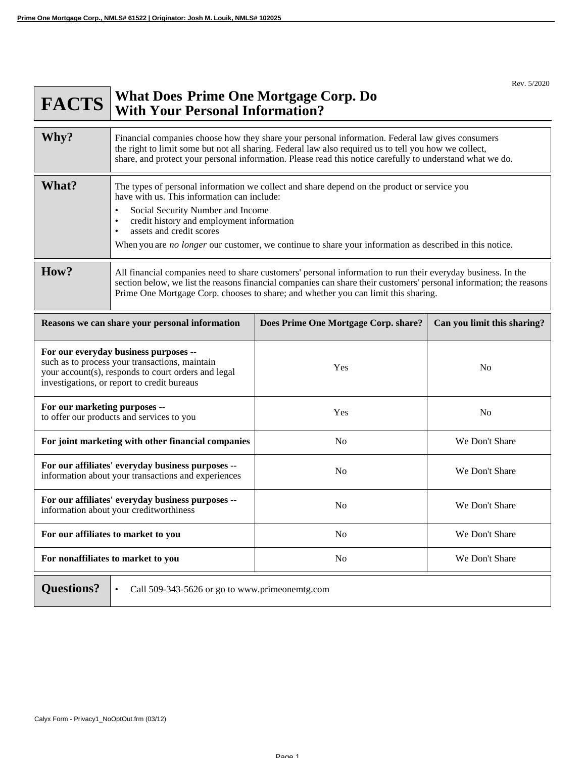Prime One Mortgage Corp., NMLS# 61522 | Originator: Josh M. Louik, NMLS# 102025

Rev. 5/2020

# FACTS — What Does Prime One Mortgage Corp. Do With Your Personal Information?

| | |
|---|---|
| **Why?** | Financial companies choose how they share your personal information. Federal law gives consumers the right to limit some but not all sharing. Federal law also required us to tell you how we collect, share, and protect your personal information. Please read this notice carefully to understand what we do. |
| **What?** | The types of personal information we collect and share depend on the product or service you have with us. This information can include:<br>• Social Security Number and Income<br>• credit history and employment information<br>• assets and credit scores<br>When you are *no longer* our customer, we continue to share your information as described in this notice. |
| **How?** | All financial companies need to share customers' personal information to run their everyday business. In the section below, we list the reasons financial companies can share their customers' personal information; the reasons Prime One Mortgage Corp. chooses to share; and whether you can limit this sharing. |

| Reasons we can share your personal information | Does Prime One Mortgage Corp. share? | Can you limit this sharing? |
|---|---|---|
| **For our everyday business purposes** -- such as to process your transactions, maintain your account(s), responds to court orders and legal investigations, or report to credit bureaus | Yes | No |
| **For our marketing purposes** -- to offer our products and services to you | Yes | No |
| **For joint marketing with other financial companies** | No | We Don't Share |
| **For our affiliates' everyday business purposes** -- information about your transactions and experiences | No | We Don't Share |
| **For our affiliates' everyday business purposes** -- information about your creditworthiness | No | We Don't Share |
| **For our affiliates to market to you** | No | We Don't Share |
| **For nonaffiliates to market to you** | No | We Don't Share |

| | |
|---|---|
| **Questions?** | • Call 509-343-5626 or go to www.primeonemtg.com |

Calyx Form - Privacy1_NoOptOut.frm (03/12)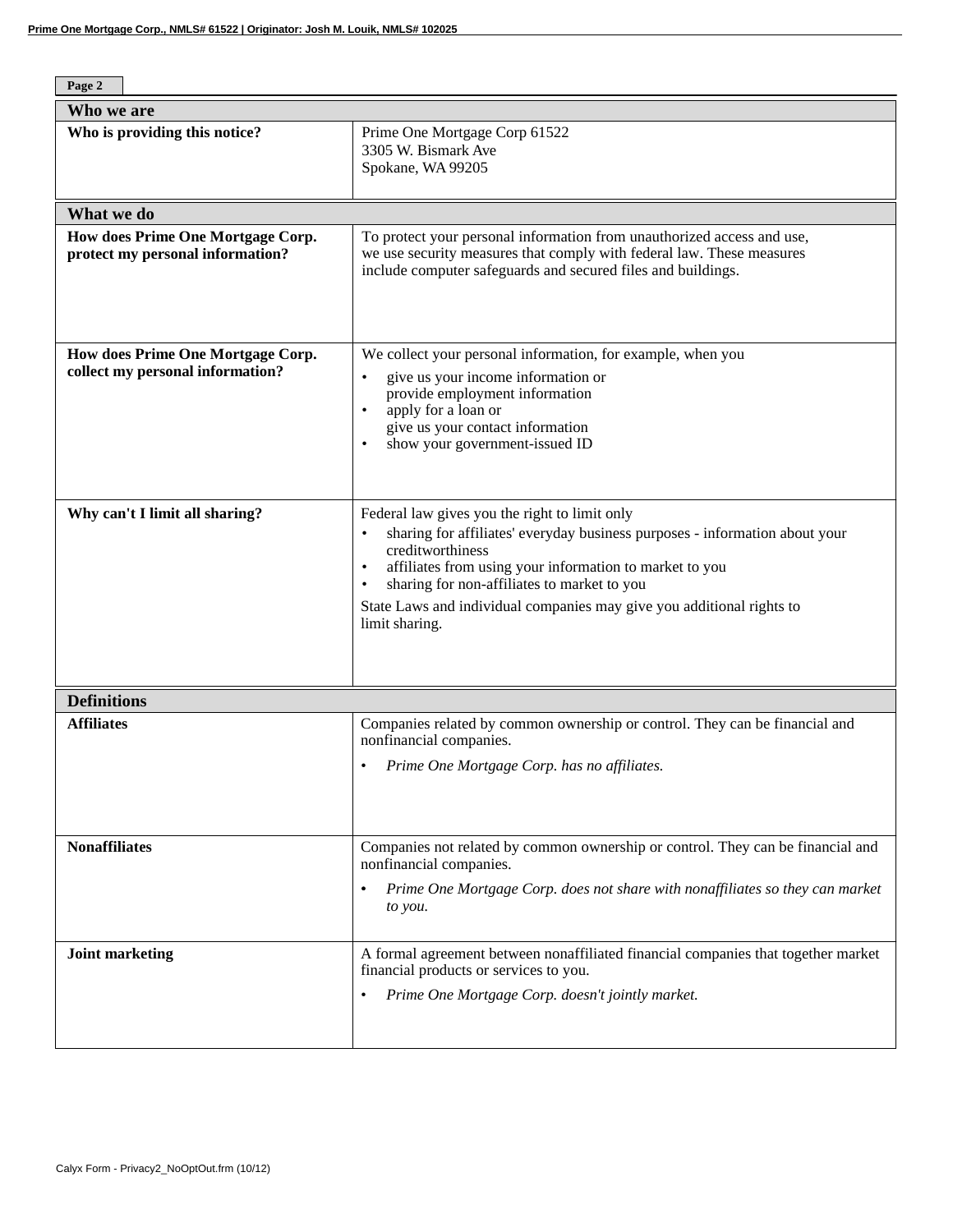Page 2

| Who we are | |
|---|---|
| **Who is providing this notice?** | Prime One Mortgage Corp 61522<br>3305 W. Bismark Ave<br>Spokane, WA 99205 |

| What we do | |
|---|---|
| **How does Prime One Mortgage Corp. protect my personal information?** | To protect your personal information from unauthorized access and use, we use security measures that comply with federal law. These measures include computer safeguards and secured files and buildings. |
| **How does Prime One Mortgage Corp. collect my personal information?** | We collect your personal information, for example, when you<br>• give us your income information or provide employment information<br>• apply for a loan or give us your contact information<br>• show your government-issued ID |
| **Why can't I limit all sharing?** | Federal law gives you the right to limit only<br>• sharing for affiliates' everyday business purposes - information about your creditworthiness<br>• affiliates from using your information to market to you<br>• sharing for non-affiliates to market to you<br>State Laws and individual companies may give you additional rights to limit sharing. |

| Definitions | |
|---|---|
| **Affiliates** | Companies related by common ownership or control. They can be financial and nonfinancial companies.<br>• *Prime One Mortgage Corp. has no affiliates.* |
| **Nonaffiliates** | Companies not related by common ownership or control. They can be financial and nonfinancial companies.<br>• *Prime One Mortgage Corp. does not share with nonaffiliates so they can market to you.* |
| **Joint marketing** | A formal agreement between nonaffiliated financial companies that together market financial products or services to you.<br>• *Prime One Mortgage Corp. doesn't jointly market.* |